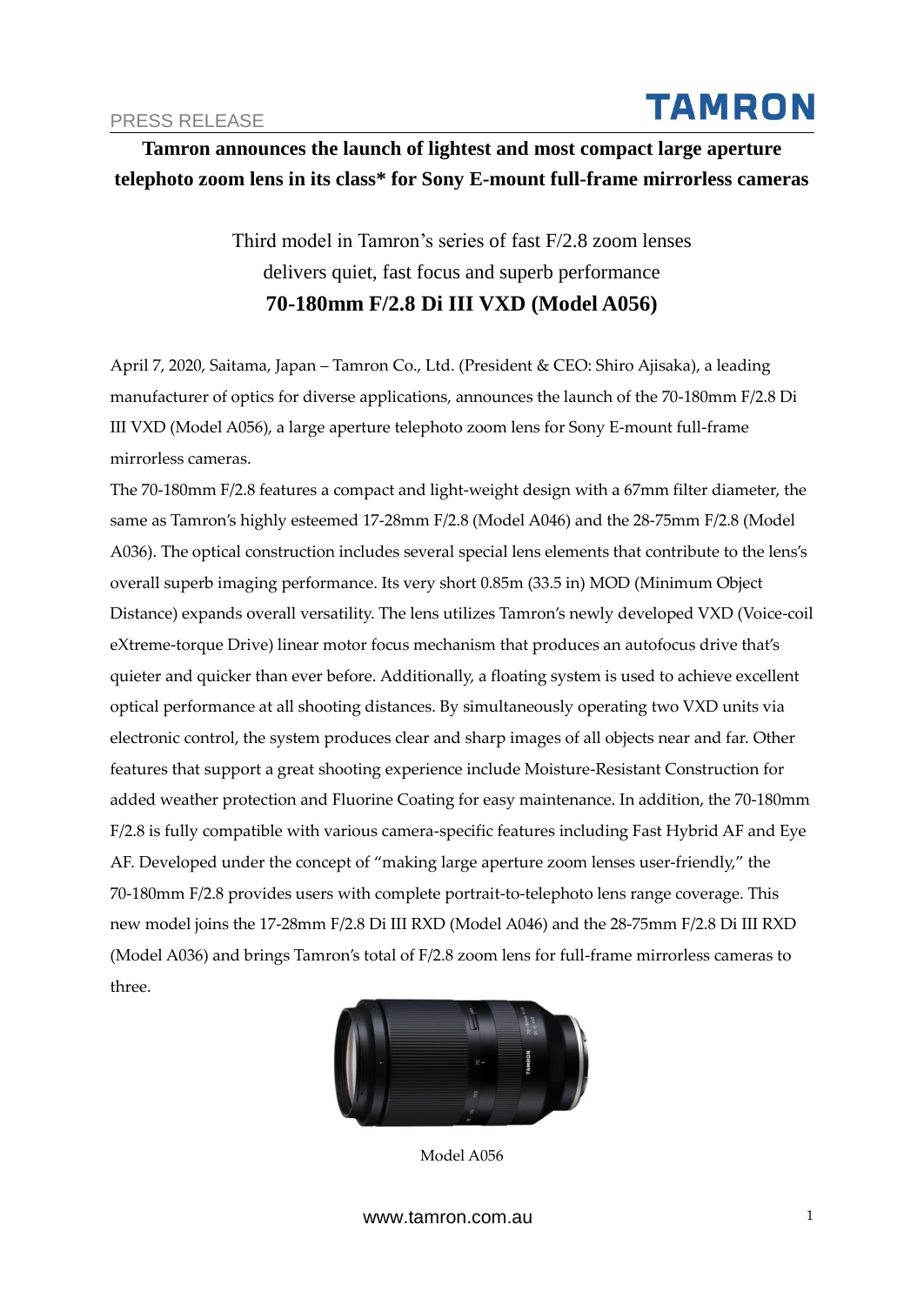PRESS RELEASE

# Tamron announces the launch of lightest and most compact large aperture telephoto zoom lens in its class* for Sony E-mount full-frame mirrorless cameras

Third model in Tamron's series of fast F/2.8 zoom lenses delivers quiet, fast focus and superb performance

**70-180mm F/2.8 Di III VXD (Model A056)**

April 7, 2020, Saitama, Japan – Tamron Co., Ltd. (President & CEO: Shiro Ajisaka), a leading manufacturer of optics for diverse applications, announces the launch of the 70-180mm F/2.8 Di III VXD (Model A056), a large aperture telephoto zoom lens for Sony E-mount full-frame mirrorless cameras.

The 70-180mm F/2.8 features a compact and light-weight design with a 67mm filter diameter, the same as Tamron's highly esteemed 17-28mm F/2.8 (Model A046) and the 28-75mm F/2.8 (Model A036). The optical construction includes several special lens elements that contribute to the lens's overall superb imaging performance. Its very short 0.85m (33.5 in) MOD (Minimum Object Distance) expands overall versatility. The lens utilizes Tamron's newly developed VXD (Voice-coil eXtreme-torque Drive) linear motor focus mechanism that produces an autofocus drive that's quieter and quicker than ever before. Additionally, a floating system is used to achieve excellent optical performance at all shooting distances. By simultaneously operating two VXD units via electronic control, the system produces clear and sharp images of all objects near and far. Other features that support a great shooting experience include Moisture-Resistant Construction for added weather protection and Fluorine Coating for easy maintenance. In addition, the 70-180mm F/2.8 is fully compatible with various camera-specific features including Fast Hybrid AF and Eye AF. Developed under the concept of "making large aperture zoom lenses user-friendly," the 70-180mm F/2.8 provides users with complete portrait-to-telephoto lens range coverage. This new model joins the 17-28mm F/2.8 Di III RXD (Model A046) and the 28-75mm F/2.8 Di III RXD (Model A036) and brings Tamron's total of F/2.8 zoom lens for full-frame mirrorless cameras to three.

Model A056

www.tamron.com.au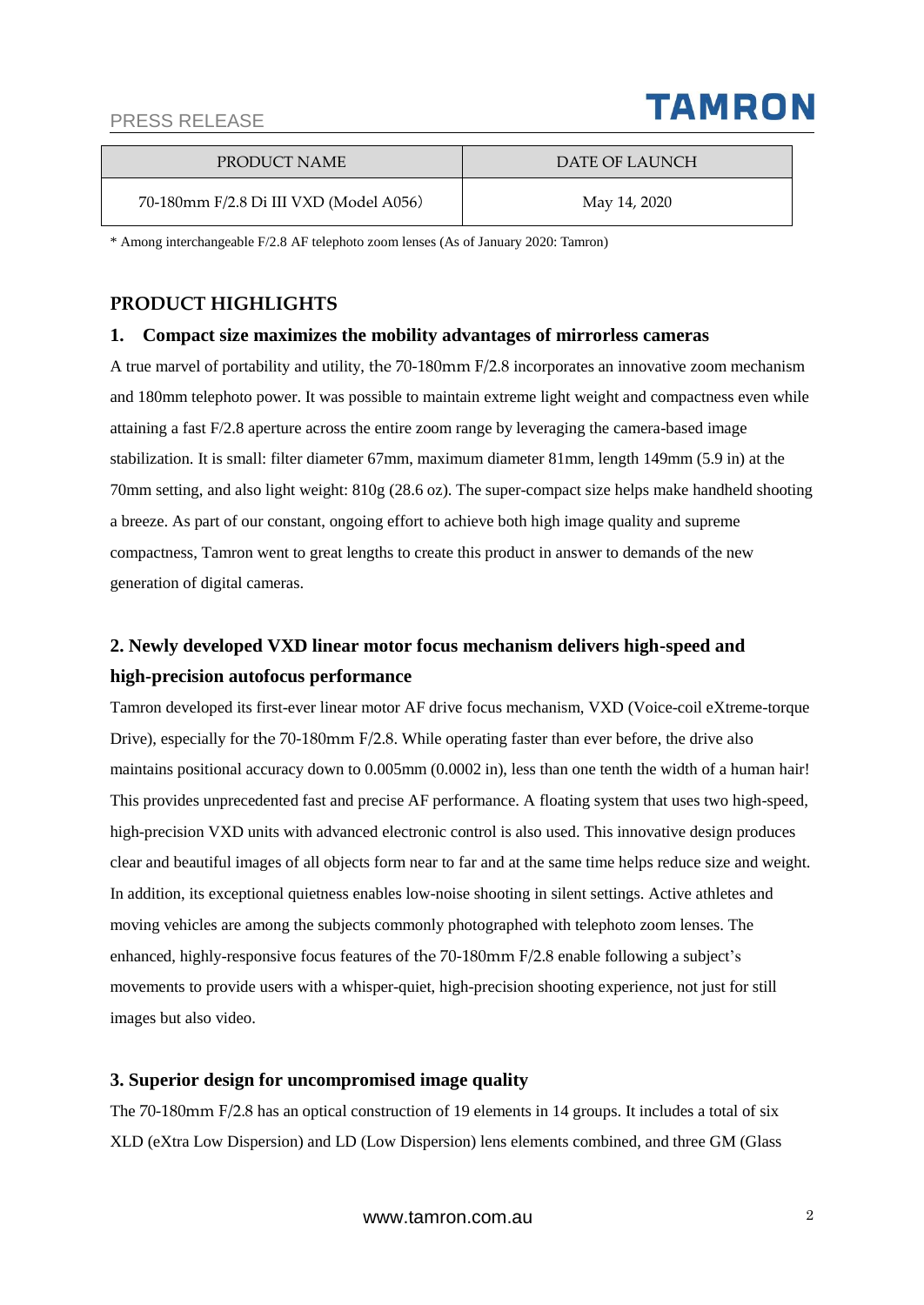| PRODUCT NAME | DATE OF LAUNCH |
| --- | --- |
| 70-180mm F/2.8 Di III VXD (Model A056) | May 14, 2020 |

* Among interchangeable F/2.8 AF telephoto zoom lenses (As of January 2020: Tamron)

## PRODUCT HIGHLIGHTS

### 1. Compact size maximizes the mobility advantages of mirrorless cameras

A true marvel of portability and utility, the 70-180mm F/2.8 incorporates an innovative zoom mechanism and 180mm telephoto power. It was possible to maintain extreme light weight and compactness even while attaining a fast F/2.8 aperture across the entire zoom range by leveraging the camera-based image stabilization. It is small: filter diameter 67mm, maximum diameter 81mm, length 149mm (5.9 in) at the 70mm setting, and also light weight: 810g (28.6 oz). The super-compact size helps make handheld shooting a breeze. As part of our constant, ongoing effort to achieve both high image quality and supreme compactness, Tamron went to great lengths to create this product in answer to demands of the new generation of digital cameras.

### 2. Newly developed VXD linear motor focus mechanism delivers high-speed and high-precision autofocus performance

Tamron developed its first-ever linear motor AF drive focus mechanism, VXD (Voice-coil eXtreme-torque Drive), especially for the 70-180mm F/2.8. While operating faster than ever before, the drive also maintains positional accuracy down to 0.005mm (0.0002 in), less than one tenth the width of a human hair! This provides unprecedented fast and precise AF performance. A floating system that uses two high-speed, high-precision VXD units with advanced electronic control is also used. This innovative design produces clear and beautiful images of all objects form near to far and at the same time helps reduce size and weight. In addition, its exceptional quietness enables low-noise shooting in silent settings. Active athletes and moving vehicles are among the subjects commonly photographed with telephoto zoom lenses. The enhanced, highly-responsive focus features of the 70-180mm F/2.8 enable following a subject's movements to provide users with a whisper-quiet, high-precision shooting experience, not just for still images but also video.

### 3. Superior design for uncompromised image quality

The 70-180mm F/2.8 has an optical construction of 19 elements in 14 groups. It includes a total of six XLD (eXtra Low Dispersion) and LD (Low Dispersion) lens elements combined, and three GM (Glass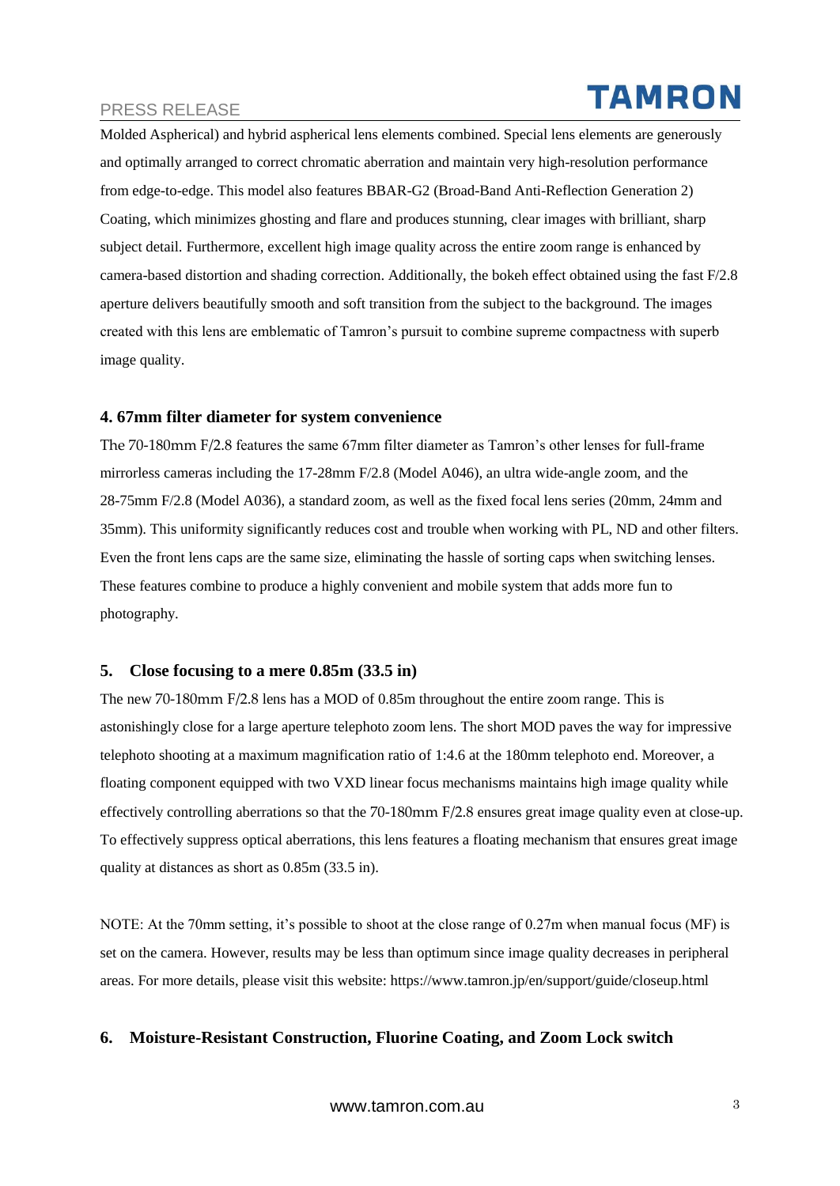Molded Aspherical) and hybrid aspherical lens elements combined. Special lens elements are generously and optimally arranged to correct chromatic aberration and maintain very high-resolution performance from edge-to-edge. This model also features BBAR-G2 (Broad-Band Anti-Reflection Generation 2) Coating, which minimizes ghosting and flare and produces stunning, clear images with brilliant, sharp subject detail. Furthermore, excellent high image quality across the entire zoom range is enhanced by camera-based distortion and shading correction. Additionally, the bokeh effect obtained using the fast F/2.8 aperture delivers beautifully smooth and soft transition from the subject to the background. The images created with this lens are emblematic of Tamron's pursuit to combine supreme compactness with superb image quality.

### 4. 67mm filter diameter for system convenience

The 70-180mm F/2.8 features the same 67mm filter diameter as Tamron's other lenses for full-frame mirrorless cameras including the 17-28mm F/2.8 (Model A046), an ultra wide-angle zoom, and the 28-75mm F/2.8 (Model A036), a standard zoom, as well as the fixed focal lens series (20mm, 24mm and 35mm). This uniformity significantly reduces cost and trouble when working with PL, ND and other filters. Even the front lens caps are the same size, eliminating the hassle of sorting caps when switching lenses. These features combine to produce a highly convenient and mobile system that adds more fun to photography.

### 5. Close focusing to a mere 0.85m (33.5 in)

The new 70-180mm F/2.8 lens has a MOD of 0.85m throughout the entire zoom range. This is astonishingly close for a large aperture telephoto zoom lens. The short MOD paves the way for impressive telephoto shooting at a maximum magnification ratio of 1:4.6 at the 180mm telephoto end. Moreover, a floating component equipped with two VXD linear focus mechanisms maintains high image quality while effectively controlling aberrations so that the 70-180mm F/2.8 ensures great image quality even at close-up. To effectively suppress optical aberrations, this lens features a floating mechanism that ensures great image quality at distances as short as 0.85m (33.5 in).

NOTE: At the 70mm setting, it's possible to shoot at the close range of 0.27m when manual focus (MF) is set on the camera. However, results may be less than optimum since image quality decreases in peripheral areas. For more details, please visit this website: https://www.tamron.jp/en/support/guide/closeup.html

### 6. Moisture-Resistant Construction, Fluorine Coating, and Zoom Lock switch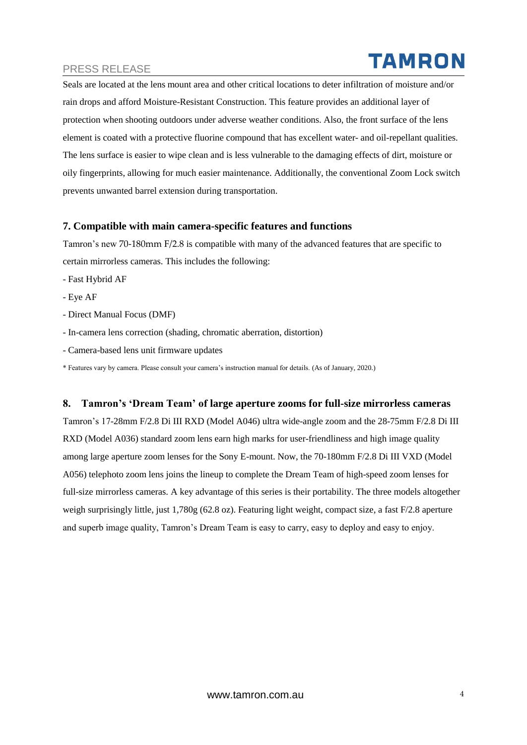Seals are located at the lens mount area and other critical locations to deter infiltration of moisture and/or rain drops and afford Moisture-Resistant Construction. This feature provides an additional layer of protection when shooting outdoors under adverse weather conditions. Also, the front surface of the lens element is coated with a protective fluorine compound that has excellent water- and oil-repellant qualities. The lens surface is easier to wipe clean and is less vulnerable to the damaging effects of dirt, moisture or oily fingerprints, allowing for much easier maintenance. Additionally, the conventional Zoom Lock switch prevents unwanted barrel extension during transportation.

### 7. Compatible with main camera-specific features and functions

Tamron's new 70-180mm F/2.8 is compatible with many of the advanced features that are specific to certain mirrorless cameras. This includes the following:

- Fast Hybrid AF
- Eye AF
- Direct Manual Focus (DMF)
- In-camera lens correction (shading, chromatic aberration, distortion)
- Camera-based lens unit firmware updates

\* Features vary by camera. Please consult your camera's instruction manual for details. (As of January, 2020.)

### 8. Tamron's 'Dream Team' of large aperture zooms for full-size mirrorless cameras

Tamron's 17-28mm F/2.8 Di III RXD (Model A046) ultra wide-angle zoom and the 28-75mm F/2.8 Di III RXD (Model A036) standard zoom lens earn high marks for user-friendliness and high image quality among large aperture zoom lenses for the Sony E-mount. Now, the 70-180mm F/2.8 Di III VXD (Model A056) telephoto zoom lens joins the lineup to complete the Dream Team of high-speed zoom lenses for full-size mirrorless cameras. A key advantage of this series is their portability. The three models altogether weigh surprisingly little, just 1,780g (62.8 oz). Featuring light weight, compact size, a fast F/2.8 aperture and superb image quality, Tamron's Dream Team is easy to carry, easy to deploy and easy to enjoy.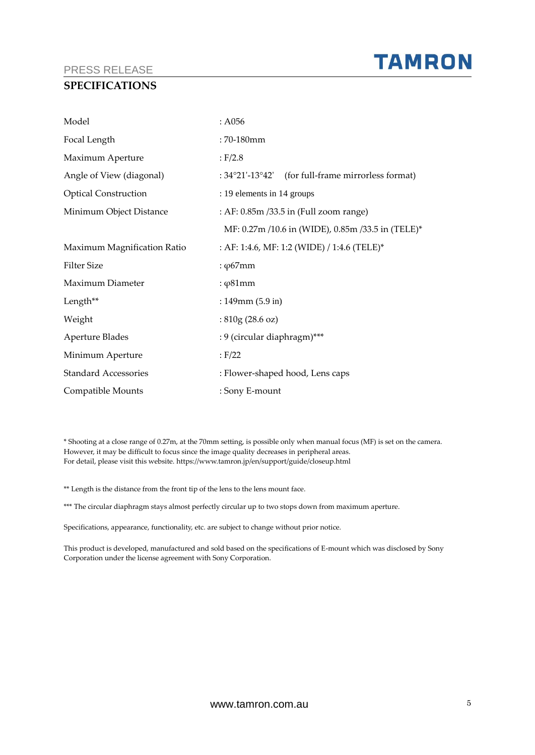PRESS RELEASE

## SPECIFICATIONS

| | |
|---|---|
| Model | : A056 |
| Focal Length | : 70-180mm |
| Maximum Aperture | : F/2.8 |
| Angle of View (diagonal) | : 34°21'-13°42' (for full-frame mirrorless format) |
| Optical Construction | : 19 elements in 14 groups |
| Minimum Object Distance | : AF: 0.85m /33.5 in (Full zoom range) |
| | MF: 0.27m /10.6 in (WIDE), 0.85m /33.5 in (TELE)* |
| Maximum Magnification Ratio | : AF: 1:4.6, MF: 1:2 (WIDE) / 1:4.6 (TELE)* |
| Filter Size | : φ67mm |
| Maximum Diameter | : φ81mm |
| Length** | : 149mm (5.9 in) |
| Weight | : 810g (28.6 oz) |
| Aperture Blades | : 9 (circular diaphragm)*** |
| Minimum Aperture | : F/22 |
| Standard Accessories | : Flower-shaped hood, Lens caps |
| Compatible Mounts | : Sony E-mount |

* Shooting at a close range of 0.27m, at the 70mm setting, is possible only when manual focus (MF) is set on the camera. However, it may be difficult to focus since the image quality decreases in peripheral areas.
For detail, please visit this website. https://www.tamron.jp/en/support/guide/closeup.html

** Length is the distance from the front tip of the lens to the lens mount face.

*** The circular diaphragm stays almost perfectly circular up to two stops down from maximum aperture.

Specifications, appearance, functionality, etc. are subject to change without prior notice.

This product is developed, manufactured and sold based on the specifications of E-mount which was disclosed by Sony Corporation under the license agreement with Sony Corporation.

www.tamron.com.au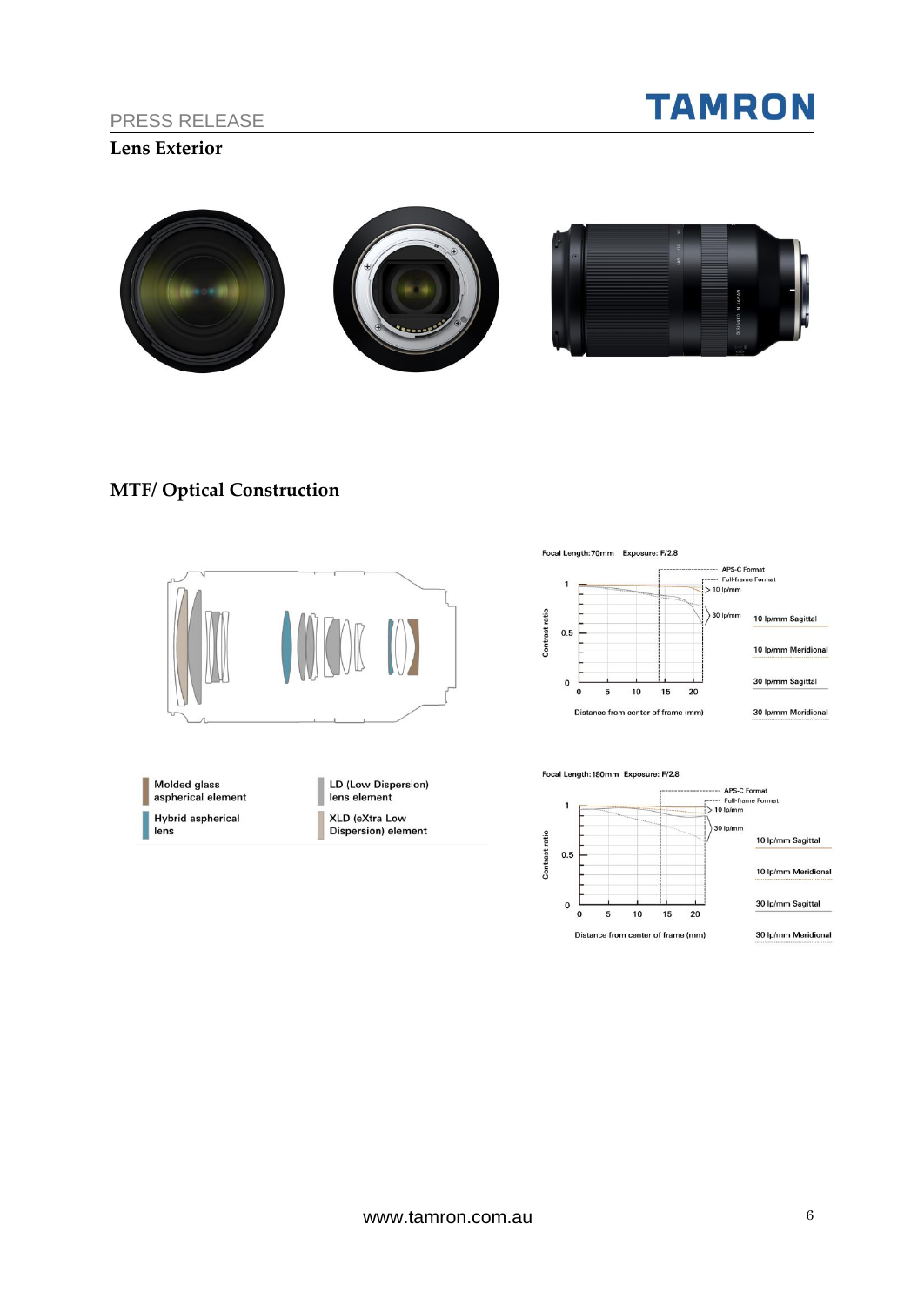## Lens Exterior

## MTF/ Optical Construction

Molded glass aspherical element

Hybrid aspherical lens

LD (Low Dispersion) lens element

XLD (eXtra Low Dispersion) element

Focal Length: 70mm Exposure: F/2.8

APS-C Format
Full-frame Format
10 lp/mm
30 lp/mm

Contrast ratio

Distance from center of frame (mm)

10 lp/mm Sagittal
10 lp/mm Meridional
30 lp/mm Sagittal
30 lp/mm Meridional

Focal Length: 180mm Exposure: F/2.8

APS-C Format
Full-frame Format
10 lp/mm
30 lp/mm

Contrast ratio

Distance from center of frame (mm)

10 lp/mm Sagittal
10 lp/mm Meridional
30 lp/mm Sagittal
30 lp/mm Meridional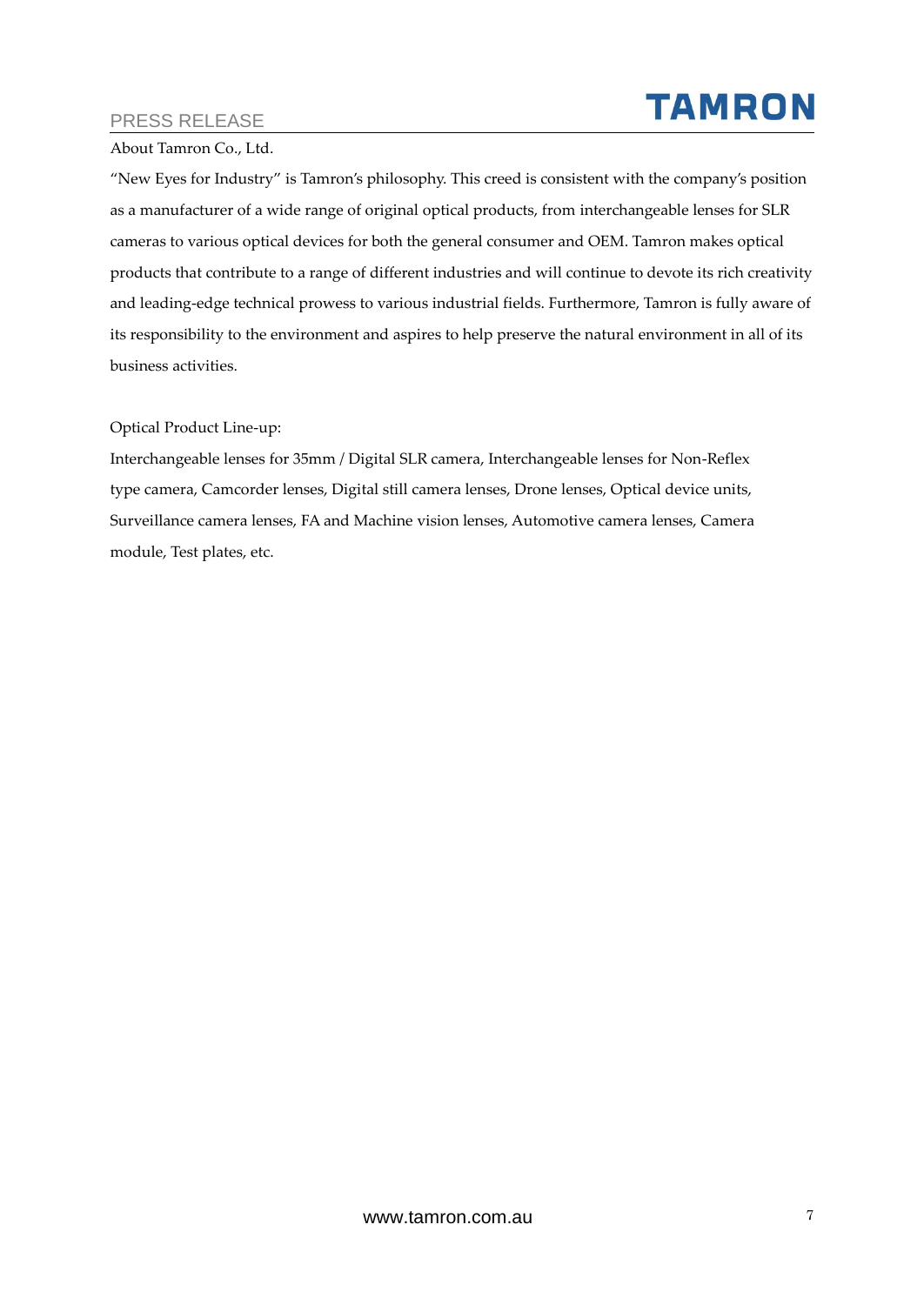About Tamron Co., Ltd.

"New Eyes for Industry" is Tamron's philosophy. This creed is consistent with the company's position as a manufacturer of a wide range of original optical products, from interchangeable lenses for SLR cameras to various optical devices for both the general consumer and OEM. Tamron makes optical products that contribute to a range of different industries and will continue to devote its rich creativity and leading-edge technical prowess to various industrial fields. Furthermore, Tamron is fully aware of its responsibility to the environment and aspires to help preserve the natural environment in all of its business activities.

Optical Product Line-up:

Interchangeable lenses for 35mm / Digital SLR camera, Interchangeable lenses for Non-Reflex type camera, Camcorder lenses, Digital still camera lenses, Drone lenses, Optical device units, Surveillance camera lenses, FA and Machine vision lenses, Automotive camera lenses, Camera module, Test plates, etc.